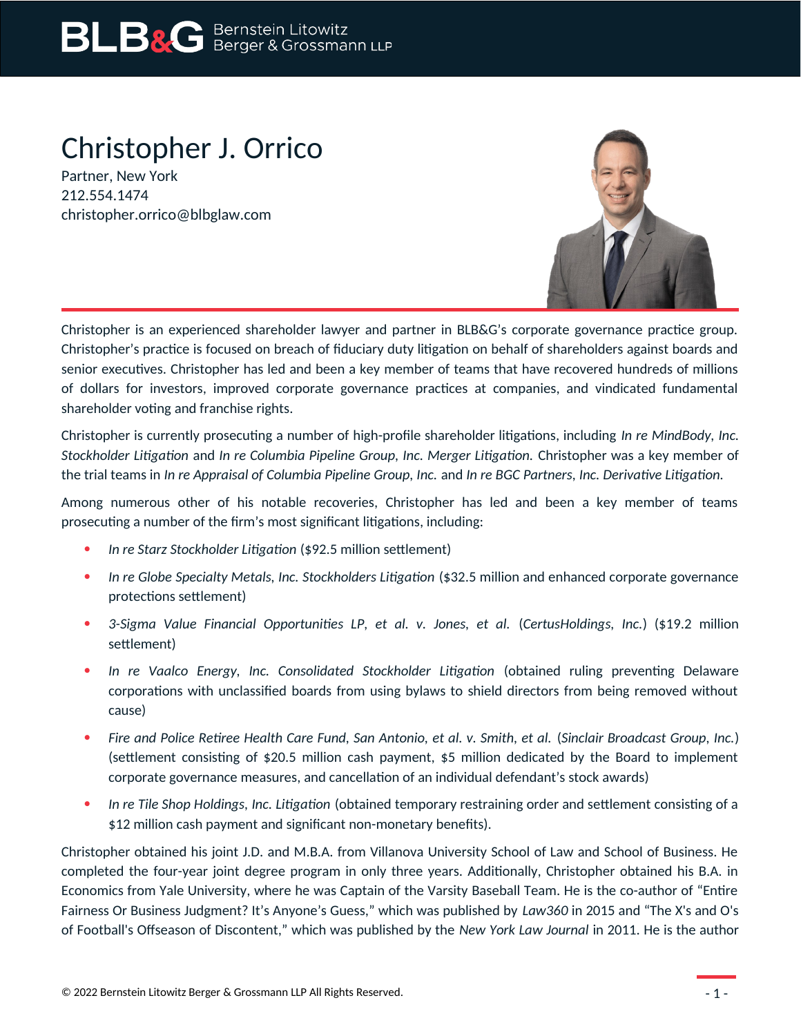# Christopher J. Orrico

Partner, New York
212.554.1474
christopher.orrico@blbglaw.com

Christopher is an experienced shareholder lawyer and partner in BLB&G's corporate governance practice group. Christopher's practice is focused on breach of fiduciary duty litigation on behalf of shareholders against boards and senior executives. Christopher has led and been a key member of teams that have recovered hundreds of millions of dollars for investors, improved corporate governance practices at companies, and vindicated fundamental shareholder voting and franchise rights.

Christopher is currently prosecuting a number of high-profile shareholder litigations, including *In re MindBody, Inc. Stockholder Litigation* and *In re Columbia Pipeline Group, Inc. Merger Litigation.* Christopher was a key member of the trial teams in *In re Appraisal of Columbia Pipeline Group, Inc.* and *In re BGC Partners, Inc. Derivative Litigation*.

Among numerous other of his notable recoveries, Christopher has led and been a key member of teams prosecuting a number of the firm's most significant litigations, including:

- *In re Starz Stockholder Litigation* ($92.5 million settlement)
- *In re Globe Specialty Metals, Inc. Stockholders Litigation* ($32.5 million and enhanced corporate governance protections settlement)
- *3-Sigma Value Financial Opportunities LP, et al. v. Jones, et al.* (*CertusHoldings, Inc.*) ($19.2 million settlement)
- *In re Vaalco Energy, Inc. Consolidated Stockholder Litigation* (obtained ruling preventing Delaware corporations with unclassified boards from using bylaws to shield directors from being removed without cause)
- *Fire and Police Retiree Health Care Fund, San Antonio, et al. v. Smith, et al.* (*Sinclair Broadcast Group, Inc.*) (settlement consisting of $20.5 million cash payment, $5 million dedicated by the Board to implement corporate governance measures, and cancellation of an individual defendant's stock awards)
- *In re Tile Shop Holdings, Inc. Litigation* (obtained temporary restraining order and settlement consisting of a $12 million cash payment and significant non-monetary benefits).

Christopher obtained his joint J.D. and M.B.A. from Villanova University School of Law and School of Business. He completed the four-year joint degree program in only three years. Additionally, Christopher obtained his B.A. in Economics from Yale University, where he was Captain of the Varsity Baseball Team. He is the co-author of "Entire Fairness Or Business Judgment? It's Anyone's Guess," which was published by *Law360* in 2015 and "The X's and O's of Football's Offseason of Discontent," which was published by the *New York Law Journal* in 2011. He is the author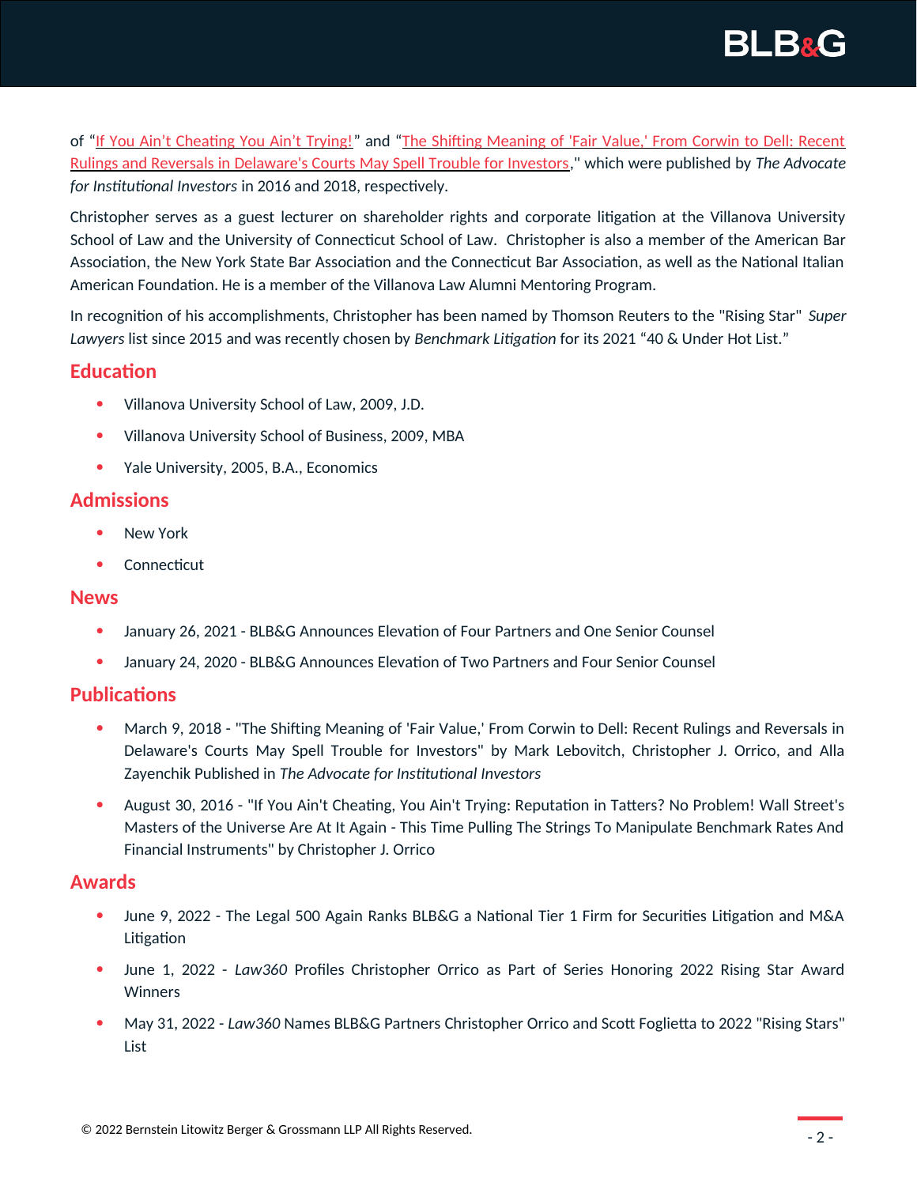of "If You Ain't Cheating You Ain't Trying!" and "The Shifting Meaning of 'Fair Value,' From Corwin to Dell: Recent Rulings and Reversals in Delaware's Courts May Spell Trouble for Investors," which were published by *The Advocate for Institutional Investors* in 2016 and 2018, respectively.

Christopher serves as a guest lecturer on shareholder rights and corporate litigation at the Villanova University School of Law and the University of Connecticut School of Law. Christopher is also a member of the American Bar Association, the New York State Bar Association and the Connecticut Bar Association, as well as the National Italian American Foundation. He is a member of the Villanova Law Alumni Mentoring Program.

In recognition of his accomplishments, Christopher has been named by Thomson Reuters to the "Rising Star" *Super Lawyers* list since 2015 and was recently chosen by *Benchmark Litigation* for its 2021 "40 & Under Hot List."

## Education

- Villanova University School of Law, 2009, J.D.
- Villanova University School of Business, 2009, MBA
- Yale University, 2005, B.A., Economics

## Admissions

- New York
- Connecticut

## News

- January 26, 2021 - BLB&G Announces Elevation of Four Partners and One Senior Counsel
- January 24, 2020 - BLB&G Announces Elevation of Two Partners and Four Senior Counsel

## Publications

- March 9, 2018 - "The Shifting Meaning of 'Fair Value,' From Corwin to Dell: Recent Rulings and Reversals in Delaware's Courts May Spell Trouble for Investors" by Mark Lebovitch, Christopher J. Orrico, and Alla Zayenchik Published in *The Advocate for Institutional Investors*
- August 30, 2016 - "If You Ain't Cheating, You Ain't Trying: Reputation in Tatters? No Problem! Wall Street's Masters of the Universe Are At It Again - This Time Pulling The Strings To Manipulate Benchmark Rates And Financial Instruments" by Christopher J. Orrico

## Awards

- June 9, 2022 - The Legal 500 Again Ranks BLB&G a National Tier 1 Firm for Securities Litigation and M&A Litigation
- June 1, 2022 - *Law360* Profiles Christopher Orrico as Part of Series Honoring 2022 Rising Star Award Winners
- May 31, 2022 - *Law360* Names BLB&G Partners Christopher Orrico and Scott Foglietta to 2022 "Rising Stars" List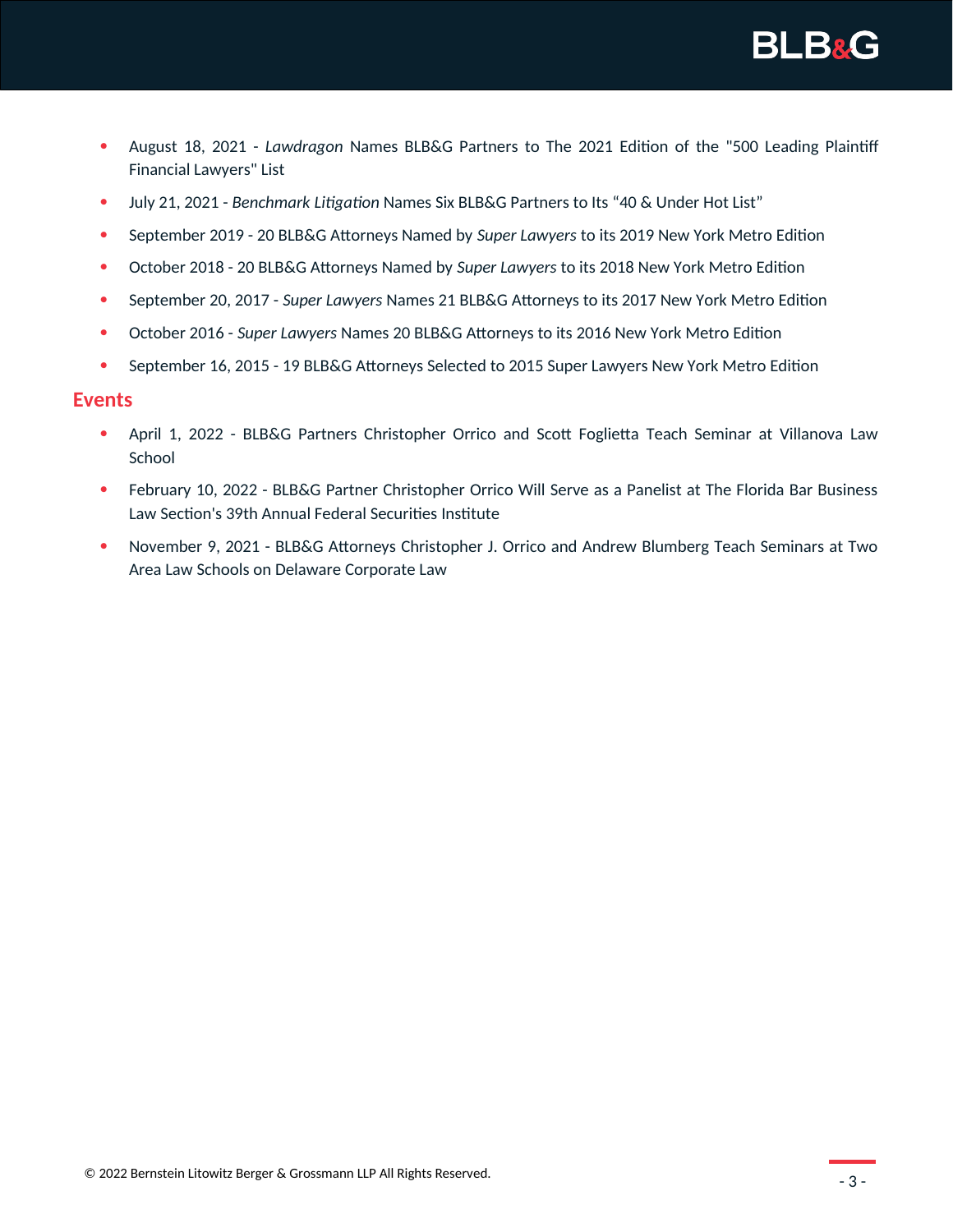- August 18, 2021 - *Lawdragon* Names BLB&G Partners to The 2021 Edition of the "500 Leading Plaintiff Financial Lawyers" List
- July 21, 2021 - *Benchmark Litigation* Names Six BLB&G Partners to Its "40 & Under Hot List"
- September 2019 - 20 BLB&G Attorneys Named by *Super Lawyers* to its 2019 New York Metro Edition
- October 2018 - 20 BLB&G Attorneys Named by *Super Lawyers* to its 2018 New York Metro Edition
- September 20, 2017 - *Super Lawyers* Names 21 BLB&G Attorneys to its 2017 New York Metro Edition
- October 2016 - *Super Lawyers* Names 20 BLB&G Attorneys to its 2016 New York Metro Edition
- September 16, 2015 - 19 BLB&G Attorneys Selected to 2015 Super Lawyers New York Metro Edition

## Events

- April 1, 2022 - BLB&G Partners Christopher Orrico and Scott Foglietta Teach Seminar at Villanova Law School
- February 10, 2022 - BLB&G Partner Christopher Orrico Will Serve as a Panelist at The Florida Bar Business Law Section's 39th Annual Federal Securities Institute
- November 9, 2021 - BLB&G Attorneys Christopher J. Orrico and Andrew Blumberg Teach Seminars at Two Area Law Schools on Delaware Corporate Law